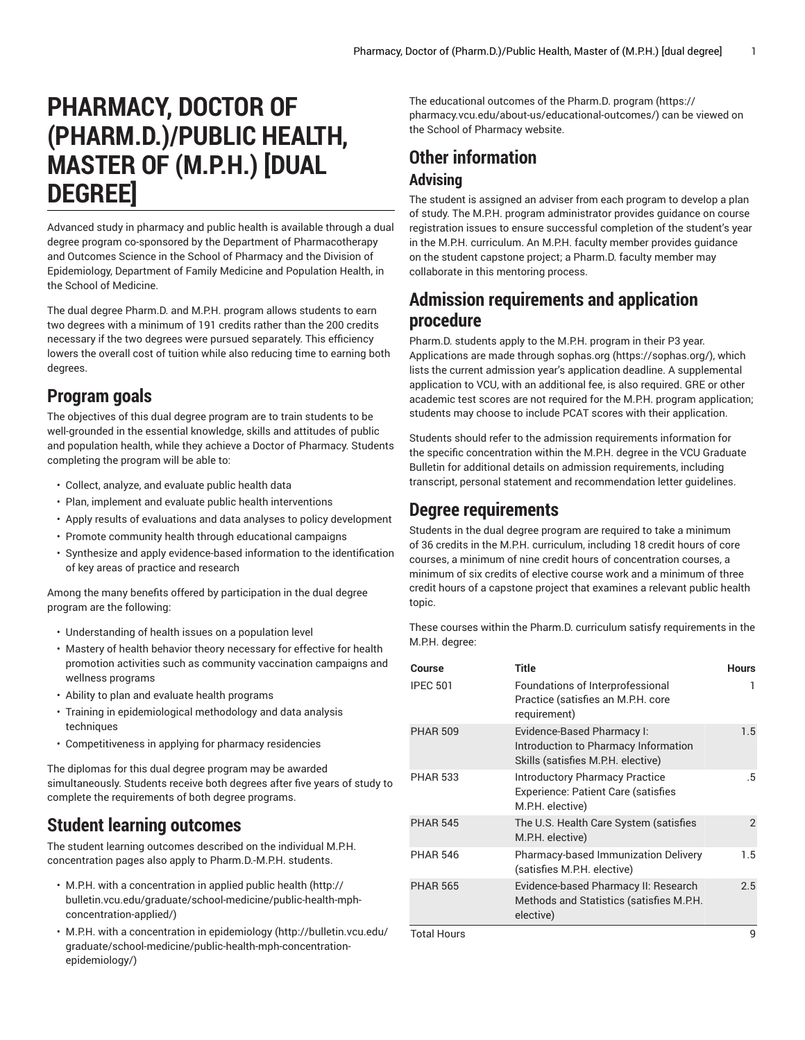# PHARMACY, DOCTOR OF (PHARM.D.)/PUBLIC HEALTH, MASTER OF (M.P.H.) [DUAL DEGREE]

Advanced study in pharmacy and public health is available through a dual degree program co-sponsored by the Department of Pharmacotherapy and Outcomes Science in the School of Pharmacy and the Division of Epidemiology, Department of Family Medicine and Population Health, in the School of Medicine.

The dual degree Pharm.D. and M.P.H. program allows students to earn two degrees with a minimum of 191 credits rather than the 200 credits necessary if the two degrees were pursued separately. This efficiency lowers the overall cost of tuition while also reducing time to earning both degrees.

## Program goals

The objectives of this dual degree program are to train students to be well-grounded in the essential knowledge, skills and attitudes of public and population health, while they achieve a Doctor of Pharmacy. Students completing the program will be able to:

- Collect, analyze, and evaluate public health data
- Plan, implement and evaluate public health interventions
- Apply results of evaluations and data analyses to policy development
- Promote community health through educational campaigns
- Synthesize and apply evidence-based information to the identification of key areas of practice and research

Among the many benefits offered by participation in the dual degree program are the following:

- Understanding of health issues on a population level
- Mastery of health behavior theory necessary for effective for health promotion activities such as community vaccination campaigns and wellness programs
- Ability to plan and evaluate health programs
- Training in epidemiological methodology and data analysis techniques
- Competitiveness in applying for pharmacy residencies

The diplomas for this dual degree program may be awarded simultaneously. Students receive both degrees after five years of study to complete the requirements of both degree programs.

## Student learning outcomes

The student learning outcomes described on the individual M.P.H. concentration pages also apply to Pharm.D.-M.P.H. students.

- M.P.H. with a concentration in applied public health (http://bulletin.vcu.edu/graduate/school-medicine/public-health-mph-concentration-applied/)
- M.P.H. with a concentration in epidemiology (http://bulletin.vcu.edu/graduate/school-medicine/public-health-mph-concentration-epidemiology/)

The educational outcomes of the Pharm.D. program (https://pharmacy.vcu.edu/about-us/educational-outcomes/) can be viewed on the School of Pharmacy website.

## Other information

### Advising

The student is assigned an adviser from each program to develop a plan of study. The M.P.H. program administrator provides guidance on course registration issues to ensure successful completion of the student's year in the M.P.H. curriculum. An M.P.H. faculty member provides guidance on the student capstone project; a Pharm.D. faculty member may collaborate in this mentoring process.

## Admission requirements and application procedure

Pharm.D. students apply to the M.P.H. program in their P3 year. Applications are made through sophas.org (https://sophas.org/), which lists the current admission year's application deadline. A supplemental application to VCU, with an additional fee, is also required. GRE or other academic test scores are not required for the M.P.H. program application; students may choose to include PCAT scores with their application.

Students should refer to the admission requirements information for the specific concentration within the M.P.H. degree in the VCU Graduate Bulletin for additional details on admission requirements, including transcript, personal statement and recommendation letter guidelines.

## Degree requirements

Students in the dual degree program are required to take a minimum of 36 credits in the M.P.H. curriculum, including 18 credit hours of core courses, a minimum of nine credit hours of concentration courses, a minimum of six credits of elective course work and a minimum of three credit hours of a capstone project that examines a relevant public health topic.

These courses within the Pharm.D. curriculum satisfy requirements in the M.P.H. degree:

| Course | Title | Hours |
|---|---|---|
| IPEC 501 | Foundations of Interprofessional Practice (satisfies an M.P.H. core requirement) | 1 |
| PHAR 509 | Evidence-Based Pharmacy I: Introduction to Pharmacy Information Skills (satisfies M.P.H. elective) | 1.5 |
| PHAR 533 | Introductory Pharmacy Practice Experience: Patient Care (satisfies M.P.H. elective) | .5 |
| PHAR 545 | The U.S. Health Care System (satisfies M.P.H. elective) | 2 |
| PHAR 546 | Pharmacy-based Immunization Delivery (satisfies M.P.H. elective) | 1.5 |
| PHAR 565 | Evidence-based Pharmacy II: Research Methods and Statistics (satisfies M.P.H. elective) | 2.5 |
| Total Hours | | 9 |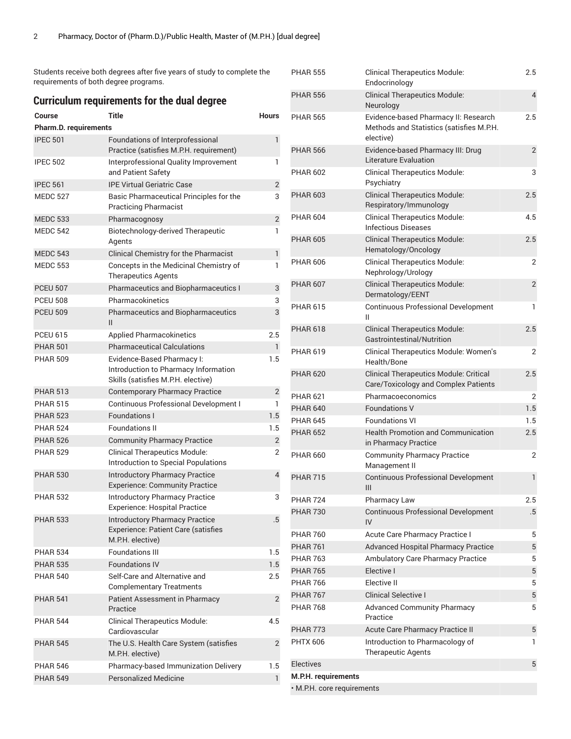Students receive both degrees after five years of study to complete the requirements of both degree programs.

## Curriculum requirements for the dual degree

| Course | Title | Hours |
|---|---|---|
| **Pharm.D. requirements** | | |
| IPEC 501 | Foundations of Interprofessional Practice (satisfies M.P.H. requirement) | 1 |
| IPEC 502 | Interprofessional Quality Improvement and Patient Safety | 1 |
| IPEC 561 | IPE Virtual Geriatric Case | 2 |
| MEDC 527 | Basic Pharmaceutical Principles for the Practicing Pharmacist | 3 |
| MEDC 533 | Pharmacognosy | 2 |
| MEDC 542 | Biotechnology-derived Therapeutic Agents | 1 |
| MEDC 543 | Clinical Chemistry for the Pharmacist | 1 |
| MEDC 553 | Concepts in the Medicinal Chemistry of Therapeutics Agents | 1 |
| PCEU 507 | Pharmaceutics and Biopharmaceutics I | 3 |
| PCEU 508 | Pharmacokinetics | 3 |
| PCEU 509 | Pharmaceutics and Biopharmaceutics II | 3 |
| PCEU 615 | Applied Pharmacokinetics | 2.5 |
| PHAR 501 | Pharmaceutical Calculations | 1 |
| PHAR 509 | Evidence-Based Pharmacy I: Introduction to Pharmacy Information Skills (satisfies M.P.H. elective) | 1.5 |
| PHAR 513 | Contemporary Pharmacy Practice | 2 |
| PHAR 515 | Continuous Professional Development I | 1 |
| PHAR 523 | Foundations I | 1.5 |
| PHAR 524 | Foundations II | 1.5 |
| PHAR 526 | Community Pharmacy Practice | 2 |
| PHAR 529 | Clinical Therapeutics Module: Introduction to Special Populations | 2 |
| PHAR 530 | Introductory Pharmacy Practice Experience: Community Practice | 4 |
| PHAR 532 | Introductory Pharmacy Practice Experience: Hospital Practice | 3 |
| PHAR 533 | Introductory Pharmacy Practice Experience: Patient Care (satisfies M.P.H. elective) | .5 |
| PHAR 534 | Foundations III | 1.5 |
| PHAR 535 | Foundations IV | 1.5 |
| PHAR 540 | Self-Care and Alternative and Complementary Treatments | 2.5 |
| PHAR 541 | Patient Assessment in Pharmacy Practice | 2 |
| PHAR 544 | Clinical Therapeutics Module: Cardiovascular | 4.5 |
| PHAR 545 | The U.S. Health Care System (satisfies M.P.H. elective) | 2 |
| PHAR 546 | Pharmacy-based Immunization Delivery | 1.5 |
| PHAR 549 | Personalized Medicine | 1 |
| PHAR 555 | Clinical Therapeutics Module: Endocrinology | 2.5 |
| PHAR 556 | Clinical Therapeutics Module: Neurology | 4 |
| PHAR 565 | Evidence-based Pharmacy II: Research Methods and Statistics (satisfies M.P.H. elective) | 2.5 |
| PHAR 566 | Evidence-based Pharmacy III: Drug Literature Evaluation | 2 |
| PHAR 602 | Clinical Therapeutics Module: Psychiatry | 3 |
| PHAR 603 | Clinical Therapeutics Module: Respiratory/Immunology | 2.5 |
| PHAR 604 | Clinical Therapeutics Module: Infectious Diseases | 4.5 |
| PHAR 605 | Clinical Therapeutics Module: Hematology/Oncology | 2.5 |
| PHAR 606 | Clinical Therapeutics Module: Nephrology/Urology | 2 |
| PHAR 607 | Clinical Therapeutics Module: Dermatology/EENT | 2 |
| PHAR 615 | Continuous Professional Development II | 1 |
| PHAR 618 | Clinical Therapeutics Module: Gastrointestinal/Nutrition | 2.5 |
| PHAR 619 | Clinical Therapeutics Module: Women's Health/Bone | 2 |
| PHAR 620 | Clinical Therapeutics Module: Critical Care/Toxicology and Complex Patients | 2.5 |
| PHAR 621 | Pharmacoeconomics | 2 |
| PHAR 640 | Foundations V | 1.5 |
| PHAR 645 | Foundations VI | 1.5 |
| PHAR 652 | Health Promotion and Communication in Pharmacy Practice | 2.5 |
| PHAR 660 | Community Pharmacy Practice Management II | 2 |
| PHAR 715 | Continuous Professional Development III | 1 |
| PHAR 724 | Pharmacy Law | 2.5 |
| PHAR 730 | Continuous Professional Development IV | .5 |
| PHAR 760 | Acute Care Pharmacy Practice I | 5 |
| PHAR 761 | Advanced Hospital Pharmacy Practice | 5 |
| PHAR 763 | Ambulatory Care Pharmacy Practice | 5 |
| PHAR 765 | Elective I | 5 |
| PHAR 766 | Elective II | 5 |
| PHAR 767 | Clinical Selective I | 5 |
| PHAR 768 | Advanced Community Pharmacy Practice | 5 |
| PHAR 773 | Acute Care Pharmacy Practice II | 5 |
| PHTX 606 | Introduction to Pharmacology of Therapeutic Agents | 1 |
| Electives | | 5 |
| **M.P.H. requirements** | | |
| • M.P.H. core requirements | | |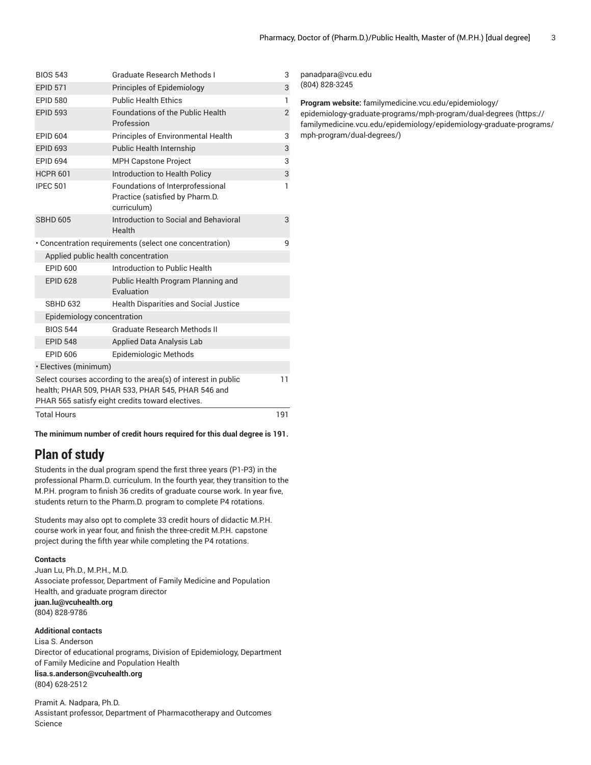| | | |
|---|---|---|
| BIOS 543 | Graduate Research Methods I | 3 |
| EPID 571 | Principles of Epidemiology | 3 |
| EPID 580 | Public Health Ethics | 1 |
| EPID 593 | Foundations of the Public Health Profession | 2 |
| EPID 604 | Principles of Environmental Health | 3 |
| EPID 693 | Public Health Internship | 3 |
| EPID 694 | MPH Capstone Project | 3 |
| HCPR 601 | Introduction to Health Policy | 3 |
| IPEC 501 | Foundations of Interprofessional Practice (satisfied by Pharm.D. curriculum) | 1 |
| SBHD 605 | Introduction to Social and Behavioral Health | 3 |
| • Concentration requirements (select one concentration) | | 9 |
| Applied public health concentration | | |
| EPID 600 | Introduction to Public Health | |
| EPID 628 | Public Health Program Planning and Evaluation | |
| SBHD 632 | Health Disparities and Social Justice | |
| Epidemiology concentration | | |
| BIOS 544 | Graduate Research Methods II | |
| EPID 548 | Applied Data Analysis Lab | |
| EPID 606 | Epidemiologic Methods | |
| • Electives (minimum) | | |
| Select courses according to the area(s) of interest in public health; PHAR 509, PHAR 533, PHAR 545, PHAR 546 and PHAR 565 satisfy eight credits toward electives. | | 11 |
| Total Hours | | 191 |

**The minimum number of credit hours required for this dual degree is 191.**

## Plan of study

Students in the dual program spend the first three years (P1-P3) in the professional Pharm.D. curriculum. In the fourth year, they transition to the M.P.H. program to finish 36 credits of graduate course work. In year five, students return to the Pharm.D. program to complete P4 rotations.

Students may also opt to complete 33 credit hours of didactic M.P.H. course work in year four, and finish the three-credit M.P.H. capstone project during the fifth year while completing the P4 rotations.

**Contacts**

Juan Lu, Ph.D., M.P.H., M.D.
Associate professor, Department of Family Medicine and Population Health, and graduate program director
**juan.lu@vcuhealth.org**
(804) 828-9786

**Additional contacts**

Lisa S. Anderson
Director of educational programs, Division of Epidemiology, Department of Family Medicine and Population Health
**lisa.s.anderson@vcuhealth.org**
(804) 628-2512

Pramit A. Nadpara, Ph.D.
Assistant professor, Department of Pharmacotherapy and Outcomes Science
panadpara@vcu.edu
(804) 828-3245

**Program website:** familymedicine.vcu.edu/epidemiology/epidemiology-graduate-programs/mph-program/dual-degrees (https://familymedicine.vcu.edu/epidemiology/epidemiology-graduate-programs/mph-program/dual-degrees/)